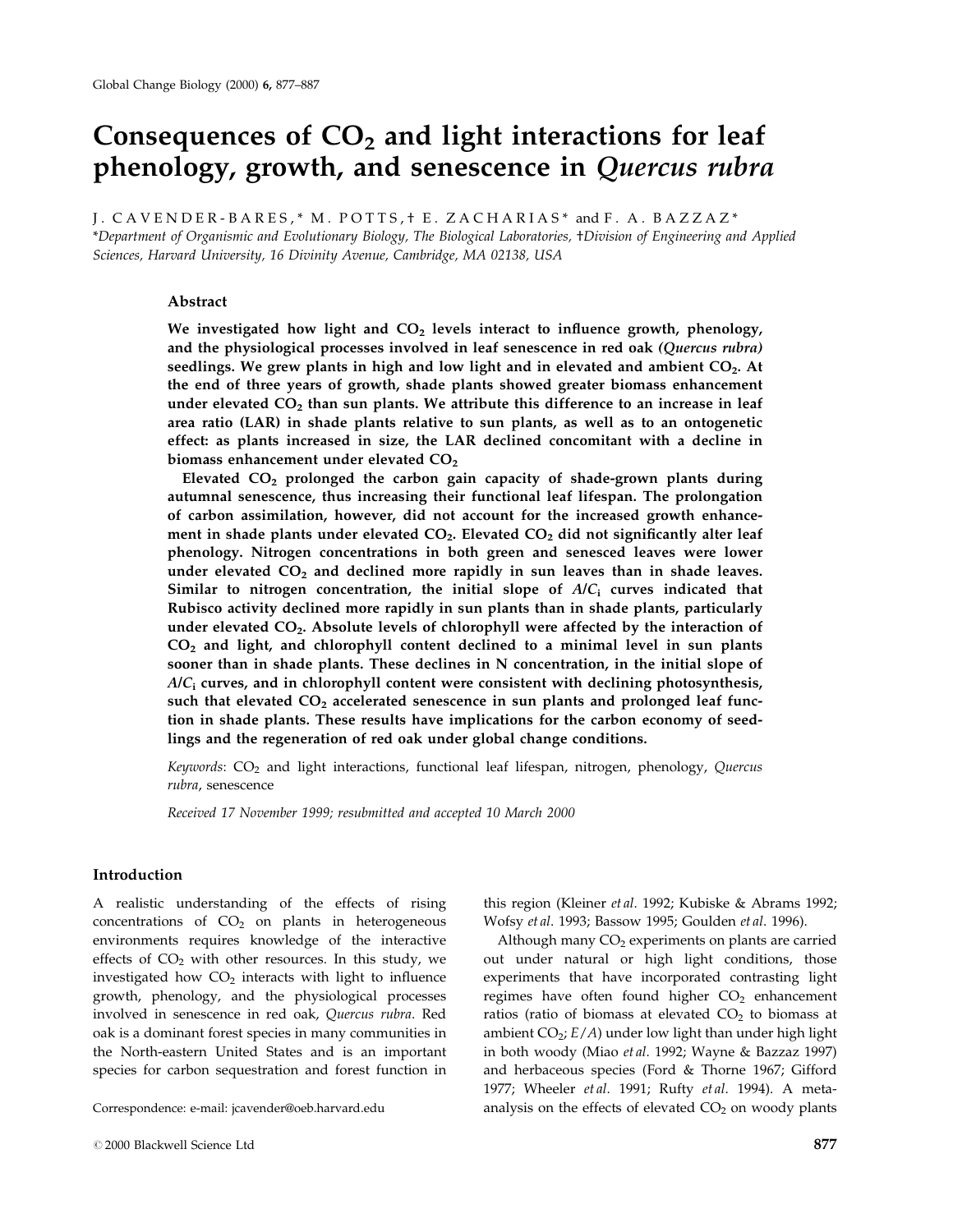# Consequences of $CO_2$ and light interactions for leaf phenology, growth, and senescence in *Quercus rubra*

J. CAVENDER-BARES,* M. POTTS,† E. ZACHARIAS* and F. A. BAZZAZ*

*Department of Organismic and Evolutionary Biology, The Biological Laboratories, †Division of Engineering and Applied Sciences, Harvard University, 16 Divinity Avenue, Cambridge, MA 02138, USA*

## Abstract

**We investigated how light and $CO_2$ levels interact to influence growth, phenology, and the physiological processes involved in leaf senescence in red oak *(Quercus rubra)* seedlings. We grew plants in high and low light and in elevated and ambient $CO_2$. At the end of three years of growth, shade plants showed greater biomass enhancement under elevated $CO_2$ than sun plants. We attribute this difference to an increase in leaf area ratio (LAR) in shade plants relative to sun plants, as well as to an ontogenetic effect: as plants increased in size, the LAR declined concomitant with a decline in biomass enhancement under elevated $CO_2$**

**Elevated $CO_2$ prolonged the carbon gain capacity of shade-grown plants during autumnal senescence, thus increasing their functional leaf lifespan. The prolongation of carbon assimilation, however, did not account for the increased growth enhancement in shade plants under elevated $CO_2$. Elevated $CO_2$ did not significantly alter leaf phenology. Nitrogen concentrations in both green and senesced leaves were lower under elevated $CO_2$ and declined more rapidly in sun leaves than in shade leaves. Similar to nitrogen concentration, the initial slope of $A/C_i$ curves indicated that Rubisco activity declined more rapidly in sun plants than in shade plants, particularly under elevated $CO_2$. Absolute levels of chlorophyll were affected by the interaction of $CO_2$ and light, and chlorophyll content declined to a minimal level in sun plants sooner than in shade plants. These declines in N concentration, in the initial slope of $A/C_i$ curves, and in chlorophyll content were consistent with declining photosynthesis, such that elevated $CO_2$ accelerated senescence in sun plants and prolonged leaf function in shade plants. These results have implications for the carbon economy of seedlings and the regeneration of red oak under global change conditions.**

*Keywords*: $CO_2$ and light interactions, functional leaf lifespan, nitrogen, phenology, *Quercus rubra*, senescence

*Received 17 November 1999; resubmitted and accepted 10 March 2000*

## Introduction

A realistic understanding of the effects of rising concentrations of $CO_2$ on plants in heterogeneous environments requires knowledge of the interactive effects of $CO_2$ with other resources. In this study, we investigated how $CO_2$ interacts with light to influence growth, phenology, and the physiological processes involved in senescence in red oak, *Quercus rubra*. Red oak is a dominant forest species in many communities in the North-eastern United States and is an important species for carbon sequestration and forest function in this region (Kleiner *et al.* 1992; Kubiske & Abrams 1992; Wofsy *et al.* 1993; Bassow 1995; Goulden *et al.* 1996).

Although many $CO_2$ experiments on plants are carried out under natural or high light conditions, those experiments that have incorporated contrasting light regimes have often found higher $CO_2$ enhancement ratios (ratio of biomass at elevated $CO_2$ to biomass at ambient $CO_2$; $E/A$) under low light than under high light in both woody (Miao *et al.* 1992; Wayne & Bazzaz 1997) and herbaceous species (Ford & Thorne 1967; Gifford 1977; Wheeler *et al.* 1991; Rufty *et al.* 1994). A meta-analysis on the effects of elevated $CO_2$ on woody plants

Correspondence: e-mail: jcavender@oeb.harvard.edu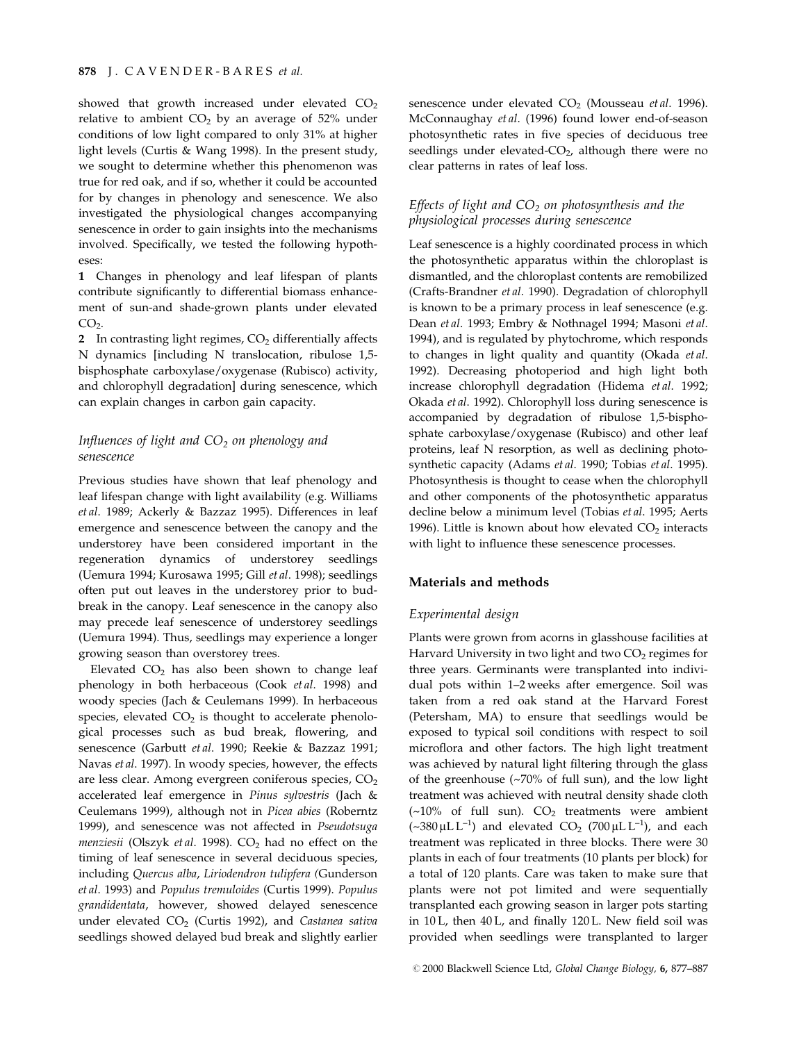showed that growth increased under elevated $CO_2$ relative to ambient $CO_2$ by an average of 52% under conditions of low light compared to only 31% at higher light levels (Curtis & Wang 1998). In the present study, we sought to determine whether this phenomenon was true for red oak, and if so, whether it could be accounted for by changes in phenology and senescence. We also investigated the physiological changes accompanying senescence in order to gain insights into the mechanisms involved. Specifically, we tested the following hypotheses:

**1** Changes in phenology and leaf lifespan of plants contribute significantly to differential biomass enhancement of sun-and shade-grown plants under elevated $CO_2$.

**2** In contrasting light regimes, $CO_2$ differentially affects N dynamics [including N translocation, ribulose 1,5-bisphosphate carboxylase/oxygenase (Rubisco) activity, and chlorophyll degradation] during senescence, which can explain changes in carbon gain capacity.

### *Influences of light and $CO_2$ on phenology and senescence*

Previous studies have shown that leaf phenology and leaf lifespan change with light availability (e.g. Williams *et al*. 1989; Ackerly & Bazzaz 1995). Differences in leaf emergence and senescence between the canopy and the understorey have been considered important in the regeneration dynamics of understorey seedlings (Uemura 1994; Kurosawa 1995; Gill *et al*. 1998); seedlings often put out leaves in the understorey prior to budbreak in the canopy. Leaf senescence in the canopy also may precede leaf senescence of understorey seedlings (Uemura 1994). Thus, seedlings may experience a longer growing season than overstorey trees.

Elevated $CO_2$ has also been shown to change leaf phenology in both herbaceous (Cook *et al*. 1998) and woody species (Jach & Ceulemans 1999). In herbaceous species, elevated $CO_2$ is thought to accelerate phenological processes such as bud break, flowering, and senescence (Garbutt *et al*. 1990; Reekie & Bazzaz 1991; Navas *et al*. 1997). In woody species, however, the effects are less clear. Among evergreen coniferous species, $CO_2$ accelerated leaf emergence in *Pinus sylvestris* (Jach & Ceulemans 1999), although not in *Picea abies* (Roberntz 1999), and senescence was not affected in *Pseudotsuga menziesii* (Olszyk *et al*. 1998). $CO_2$ had no effect on the timing of leaf senescence in several deciduous species, including *Quercus alba*, *Liriodendron tulipfera* (Gunderson *et al*. 1993) and *Populus tremuloides* (Curtis 1999). *Populus grandidentata*, however, showed delayed senescence under elevated $CO_2$ (Curtis 1992), and *Castanea sativa* seedlings showed delayed bud break and slightly earlier senescence under elevated $CO_2$ (Mousseau *et al*. 1996). McConnaughay *et al*. (1996) found lower end-of-season photosynthetic rates in five species of deciduous tree seedlings under elevated-$CO_2$, although there were no clear patterns in rates of leaf loss.

### *Effects of light and $CO_2$ on photosynthesis and the physiological processes during senescence*

Leaf senescence is a highly coordinated process in which the photosynthetic apparatus within the chloroplast is dismantled, and the chloroplast contents are remobilized (Crafts-Brandner *et al*. 1990). Degradation of chlorophyll is known to be a primary process in leaf senescence (e.g. Dean *et al*. 1993; Embry & Nothnagel 1994; Masoni *et al*. 1994), and is regulated by phytochrome, which responds to changes in light quality and quantity (Okada *et al*. 1992). Decreasing photoperiod and high light both increase chlorophyll degradation (Hidema *et al*. 1992; Okada *et al*. 1992). Chlorophyll loss during senescence is accompanied by degradation of ribulose 1,5-bisphosphate carboxylase/oxygenase (Rubisco) and other leaf proteins, leaf N resorption, as well as declining photosynthetic capacity (Adams *et al*. 1990; Tobias *et al*. 1995). Photosynthesis is thought to cease when the chlorophyll and other components of the photosynthetic apparatus decline below a minimum level (Tobias *et al*. 1995; Aerts 1996). Little is known about how elevated $CO_2$ interacts with light to influence these senescence processes.

## Materials and methods

### *Experimental design*

Plants were grown from acorns in glasshouse facilities at Harvard University in two light and two $CO_2$ regimes for three years. Germinants were transplanted into individual pots within 1–2 weeks after emergence. Soil was taken from a red oak stand at the Harvard Forest (Petersham, MA) to ensure that seedlings would be exposed to typical soil conditions with respect to soil microflora and other factors. The high light treatment was achieved by natural light filtering through the glass of the greenhouse (~70% of full sun), and the low light treatment was achieved with neutral density shade cloth (~10% of full sun). $CO_2$ treatments were ambient (~380 $\mu L\,L^{-1}$) and elevated $CO_2$ (700 $\mu L\,L^{-1}$), and each treatment was replicated in three blocks. There were 30 plants in each of four treatments (10 plants per block) for a total of 120 plants. Care was taken to make sure that plants were not pot limited and were sequentially transplanted each growing season in larger pots starting in 10 L, then 40 L, and finally 120 L. New field soil was provided when seedlings were transplanted to larger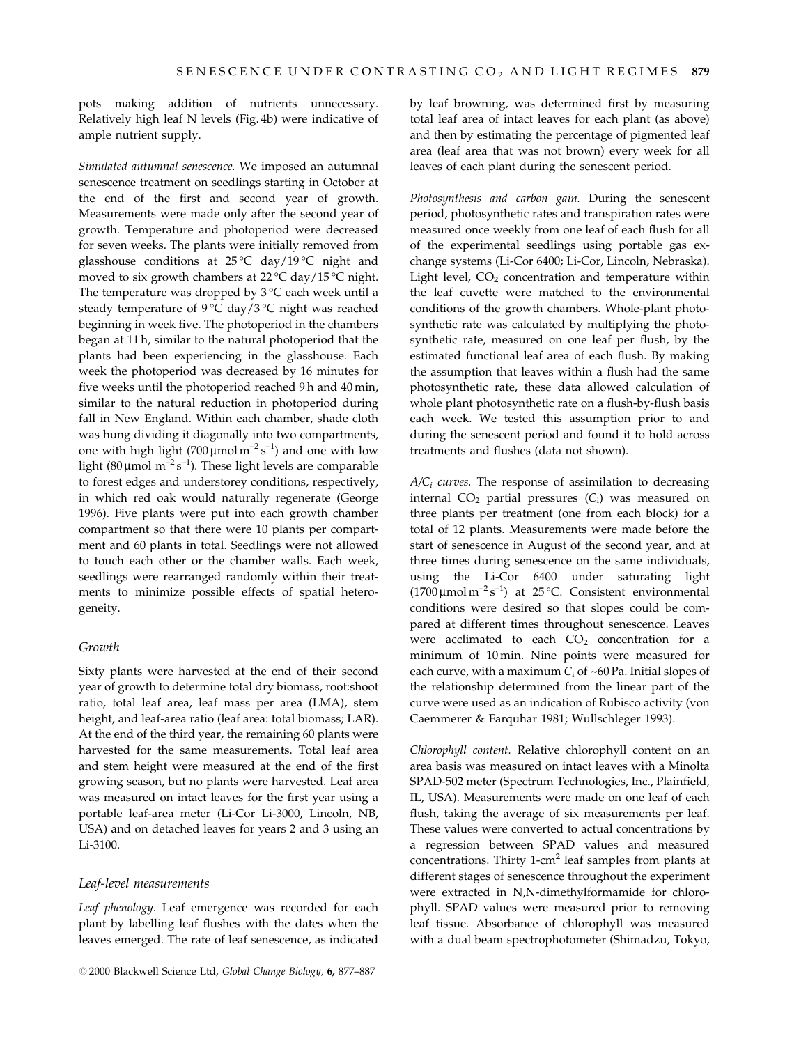pots making addition of nutrients unnecessary. Relatively high leaf N levels (Fig. 4b) were indicative of ample nutrient supply.

*Simulated autumnal senescence.* We imposed an autumnal senescence treatment on seedlings starting in October at the end of the first and second year of growth. Measurements were made only after the second year of growth. Temperature and photoperiod were decreased for seven weeks. The plants were initially removed from glasshouse conditions at 25 °C day/19 °C night and moved to six growth chambers at 22 °C day/15 °C night. The temperature was dropped by 3 °C each week until a steady temperature of 9 °C day/3 °C night was reached beginning in week five. The photoperiod in the chambers began at 11 h, similar to the natural photoperiod that the plants had been experiencing in the glasshouse. Each week the photoperiod was decreased by 16 minutes for five weeks until the photoperiod reached 9 h and 40 min, similar to the natural reduction in photoperiod during fall in New England. Within each chamber, shade cloth was hung dividing it diagonally into two compartments, one with high light (700 $\mu$mol m$^{-2}$ s$^{-1}$) and one with low light (80 $\mu$mol m$^{-2}$ s$^{-1}$). These light levels are comparable to forest edges and understorey conditions, respectively, in which red oak would naturally regenerate (George 1996). Five plants were put into each growth chamber compartment so that there were 10 plants per compartment and 60 plants in total. Seedlings were not allowed to touch each other or the chamber walls. Each week, seedlings were rearranged randomly within their treatments to minimize possible effects of spatial heterogeneity.

### Growth

Sixty plants were harvested at the end of their second year of growth to determine total dry biomass, root:shoot ratio, total leaf area, leaf mass per area (LMA), stem height, and leaf-area ratio (leaf area: total biomass; LAR). At the end of the third year, the remaining 60 plants were harvested for the same measurements. Total leaf area and stem height were measured at the end of the first growing season, but no plants were harvested. Leaf area was measured on intact leaves for the first year using a portable leaf-area meter (Li-Cor Li-3000, Lincoln, NB, USA) and on detached leaves for years 2 and 3 using an Li-3100.

### Leaf-level measurements

*Leaf phenology.* Leaf emergence was recorded for each plant by labelling leaf flushes with the dates when the leaves emerged. The rate of leaf senescence, as indicated by leaf browning, was determined first by measuring total leaf area of intact leaves for each plant (as above) and then by estimating the percentage of pigmented leaf area (leaf area that was not brown) every week for all leaves of each plant during the senescent period.

*Photosynthesis and carbon gain.* During the senescent period, photosynthetic rates and transpiration rates were measured once weekly from one leaf of each flush for all of the experimental seedlings using portable gas exchange systems (Li-Cor 6400; Li-Cor, Lincoln, Nebraska). Light level, $CO_2$ concentration and temperature within the leaf cuvette were matched to the environmental conditions of the growth chambers. Whole-plant photosynthetic rate was calculated by multiplying the photosynthetic rate, measured on one leaf per flush, by the estimated functional leaf area of each flush. By making the assumption that leaves within a flush had the same photosynthetic rate, these data allowed calculation of whole plant photosynthetic rate on a flush-by-flush basis each week. We tested this assumption prior to and during the senescent period and found it to hold across treatments and flushes (data not shown).

*$A/C_i$ curves.* The response of assimilation to decreasing internal $CO_2$ partial pressures ($C_i$) was measured on three plants per treatment (one from each block) for a total of 12 plants. Measurements were made before the start of senescence in August of the second year, and at three times during senescence on the same individuals, using the Li-Cor 6400 under saturating light (1700 $\mu$mol m$^{-2}$ s$^{-1}$) at 25 °C. Consistent environmental conditions were desired so that slopes could be compared at different times throughout senescence. Leaves were acclimated to each $CO_2$ concentration for a minimum of 10 min. Nine points were measured for each curve, with a maximum $C_i$ of ~60 Pa. Initial slopes of the relationship determined from the linear part of the curve were used as an indication of Rubisco activity (von Caemmerer & Farquhar 1981; Wullschleger 1993).

*Chlorophyll content.* Relative chlorophyll content on an area basis was measured on intact leaves with a Minolta SPAD-502 meter (Spectrum Technologies, Inc., Plainfield, IL, USA). Measurements were made on one leaf of each flush, taking the average of six measurements per leaf. These values were converted to actual concentrations by a regression between SPAD values and measured concentrations. Thirty 1-cm$^2$ leaf samples from plants at different stages of senescence throughout the experiment were extracted in N,N-dimethylformamide for chlorophyll. SPAD values were measured prior to removing leaf tissue. Absorbance of chlorophyll was measured with a dual beam spectrophotometer (Shimadzu, Tokyo,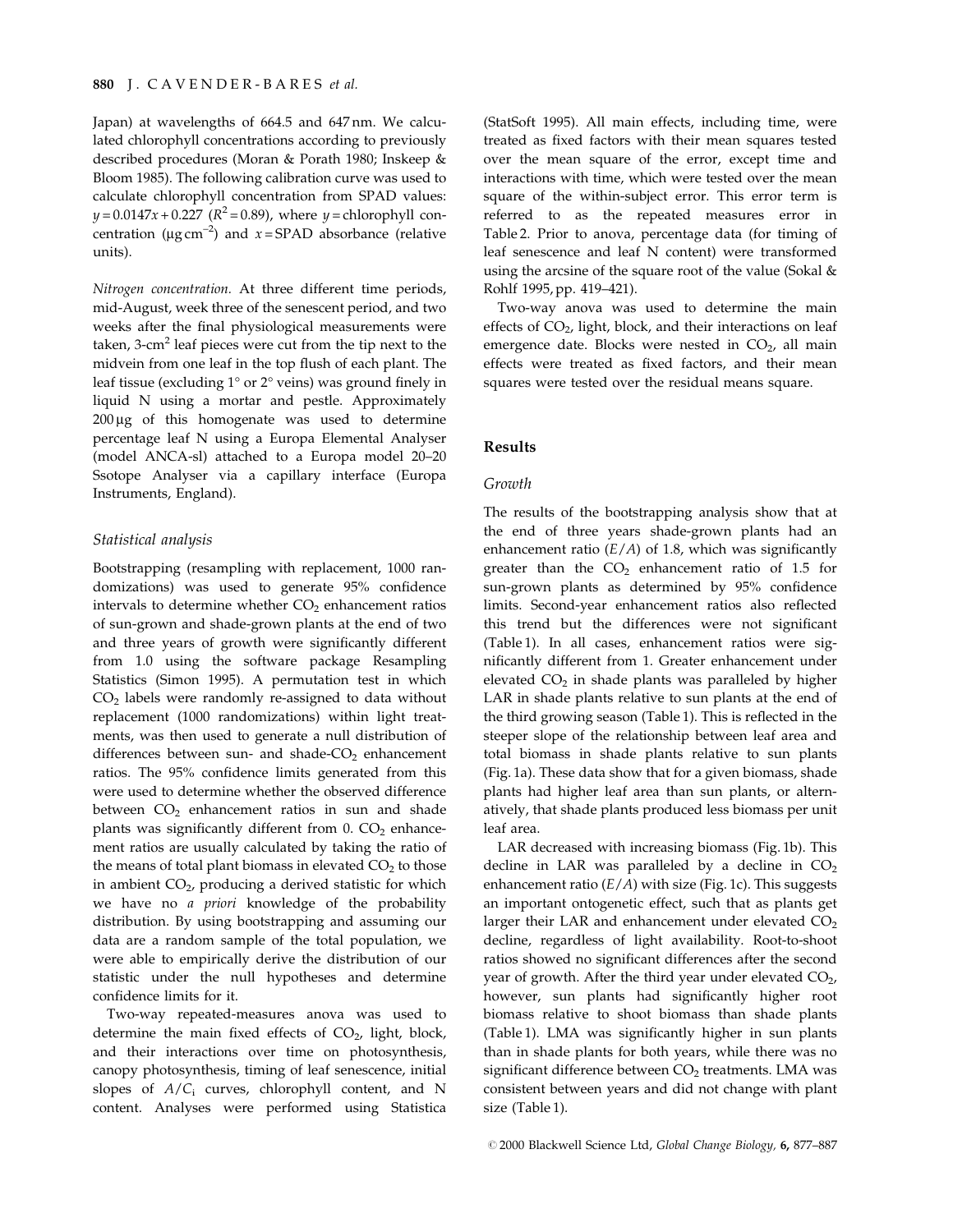Japan) at wavelengths of 664.5 and 647 nm. We calculated chlorophyll concentrations according to previously described procedures (Moran & Porath 1980; Inskeep & Bloom 1985). The following calibration curve was used to calculate chlorophyll concentration from SPAD values: $y = 0.0147x + 0.227$ ($R^2 = 0.89$), where $y$ = chlorophyll concentration ($\mu g\,cm^{-2}$) and $x$ = SPAD absorbance (relative units).

*Nitrogen concentration.* At three different time periods, mid-August, week three of the senescent period, and two weeks after the final physiological measurements were taken, 3-$cm^2$ leaf pieces were cut from the tip next to the midvein from one leaf in the top flush of each plant. The leaf tissue (excluding 1° or 2° veins) was ground finely in liquid N using a mortar and pestle. Approximately 200 µg of this homogenate was used to determine percentage leaf N using a Europa Elemental Analyser (model ANCA-sl) attached to a Europa model 20–20 Ssotope Analyser via a capillary interface (Europa Instruments, England).

### Statistical analysis

Bootstrapping (resampling with replacement, 1000 randomizations) was used to generate 95% confidence intervals to determine whether $CO_2$ enhancement ratios of sun-grown and shade-grown plants at the end of two and three years of growth were significantly different from 1.0 using the software package Resampling Statistics (Simon 1995). A permutation test in which $CO_2$ labels were randomly re-assigned to data without replacement (1000 randomizations) within light treatments, was then used to generate a null distribution of differences between sun- and shade-$CO_2$ enhancement ratios. The 95% confidence limits generated from this were used to determine whether the observed difference between $CO_2$ enhancement ratios in sun and shade plants was significantly different from 0. $CO_2$ enhancement ratios are usually calculated by taking the ratio of the means of total plant biomass in elevated $CO_2$ to those in ambient $CO_2$, producing a derived statistic for which we have no *a priori* knowledge of the probability distribution. By using bootstrapping and assuming our data are a random sample of the total population, we were able to empirically derive the distribution of our statistic under the null hypotheses and determine confidence limits for it.

Two-way repeated-measures anova was used to determine the main fixed effects of $CO_2$, light, block, and their interactions over time on photosynthesis, canopy photosynthesis, timing of leaf senescence, initial slopes of $A/C_i$ curves, chlorophyll content, and N content. Analyses were performed using Statistica (StatSoft 1995). All main effects, including time, were treated as fixed factors with their mean squares tested over the mean square of the error, except time and interactions with time, which were tested over the mean square of the within-subject error. This error term is referred to as the repeated measures error in Table 2. Prior to anova, percentage data (for timing of leaf senescence and leaf N content) were transformed using the arcsine of the square root of the value (Sokal & Rohlf 1995, pp. 419–421).

Two-way anova was used to determine the main effects of $CO_2$, light, block, and their interactions on leaf emergence date. Blocks were nested in $CO_2$, all main effects were treated as fixed factors, and their mean squares were tested over the residual means square.

## Results

### Growth

The results of the bootstrapping analysis show that at the end of three years shade-grown plants had an enhancement ratio ($E/A$) of 1.8, which was significantly greater than the $CO_2$ enhancement ratio of 1.5 for sun-grown plants as determined by 95% confidence limits. Second-year enhancement ratios also reflected this trend but the differences were not significant (Table 1). In all cases, enhancement ratios were significantly different from 1. Greater enhancement under elevated $CO_2$ in shade plants was paralleled by higher LAR in shade plants relative to sun plants at the end of the third growing season (Table 1). This is reflected in the steeper slope of the relationship between leaf area and total biomass in shade plants relative to sun plants (Fig. 1a). These data show that for a given biomass, shade plants had higher leaf area than sun plants, or alternatively, that shade plants produced less biomass per unit leaf area.

LAR decreased with increasing biomass (Fig. 1b). This decline in LAR was paralleled by a decline in $CO_2$ enhancement ratio ($E/A$) with size (Fig. 1c). This suggests an important ontogenetic effect, such that as plants get larger their LAR and enhancement under elevated $CO_2$ decline, regardless of light availability. Root-to-shoot ratios showed no significant differences after the second year of growth. After the third year under elevated $CO_2$, however, sun plants had significantly higher root biomass relative to shoot biomass than shade plants (Table 1). LMA was significantly higher in sun plants than in shade plants for both years, while there was no significant difference between $CO_2$ treatments. LMA was consistent between years and did not change with plant size (Table 1).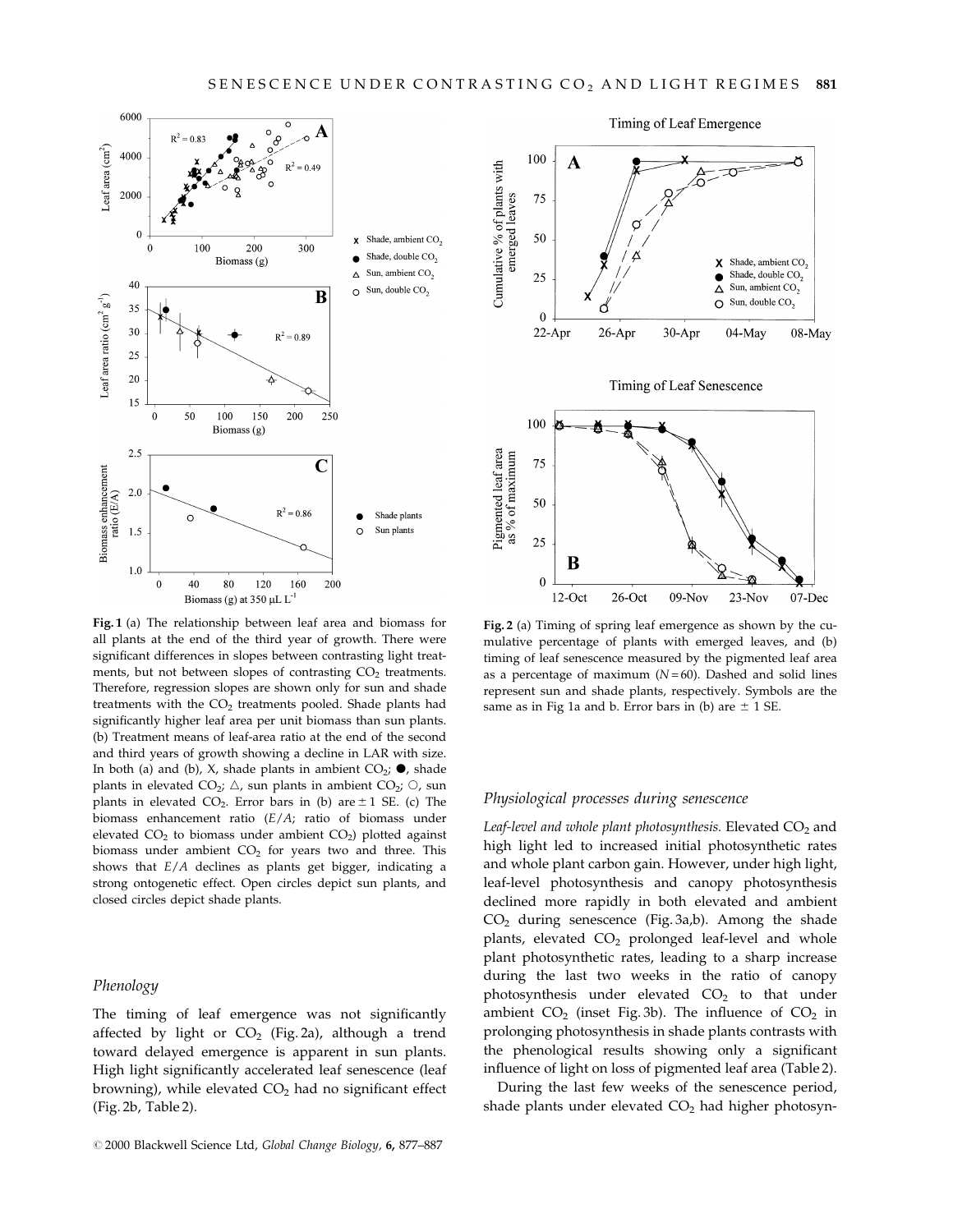**Fig. 1** (a) The relationship between leaf area and biomass for all plants at the end of the third year of growth. There were significant differences in slopes between contrasting light treatments, but not between slopes of contrasting $CO_2$ treatments. Therefore, regression slopes are shown only for sun and shade treatments with the $CO_2$ treatments pooled. Shade plants had significantly higher leaf area per unit biomass than sun plants. (b) Treatment means of leaf-area ratio at the end of the second and third years of growth showing a decline in LAR with size. In both (a) and (b), X, shade plants in ambient $CO_2$; ●, shade plants in elevated $CO_2$; △, sun plants in ambient $CO_2$; ○, sun plants in elevated $CO_2$. Error bars in (b) are ± 1 SE. (c) The biomass enhancement ratio ($E/A$; ratio of biomass under elevated $CO_2$ to biomass under ambient $CO_2$) plotted against biomass under ambient $CO_2$ for years two and three. This shows that $E/A$ declines as plants get bigger, indicating a strong ontogenetic effect. Open circles depict sun plants, and closed circles depict shade plants.

## Phenology

The timing of leaf emergence was not significantly affected by light or $CO_2$ (Fig. 2a), although a trend toward delayed emergence is apparent in sun plants. High light significantly accelerated leaf senescence (leaf browning), while elevated $CO_2$ had no significant effect (Fig. 2b, Table 2).

**Fig. 2** (a) Timing of spring leaf emergence as shown by the cumulative percentage of plants with emerged leaves, and (b) timing of leaf senescence measured by the pigmented leaf area as a percentage of maximum ($N = 60$). Dashed and solid lines represent sun and shade plants, respectively. Symbols are the same as in Fig 1a and b. Error bars in (b) are ± 1 SE.

## Physiological processes during senescence

*Leaf-level and whole plant photosynthesis.* Elevated $CO_2$ and high light led to increased initial photosynthetic rates and whole plant carbon gain. However, under high light, leaf-level photosynthesis and canopy photosynthesis declined more rapidly in both elevated and ambient $CO_2$ during senescence (Fig. 3a,b). Among the shade plants, elevated $CO_2$ prolonged leaf-level and whole plant photosynthetic rates, leading to a sharp increase during the last two weeks in the ratio of canopy photosynthesis under elevated $CO_2$ to that under ambient $CO_2$ (inset Fig. 3b). The influence of $CO_2$ in prolonging photosynthesis in shade plants contrasts with the phenological results showing only a significant influence of light on loss of pigmented leaf area (Table 2).

During the last few weeks of the senescence period, shade plants under elevated $CO_2$ had higher photosyn-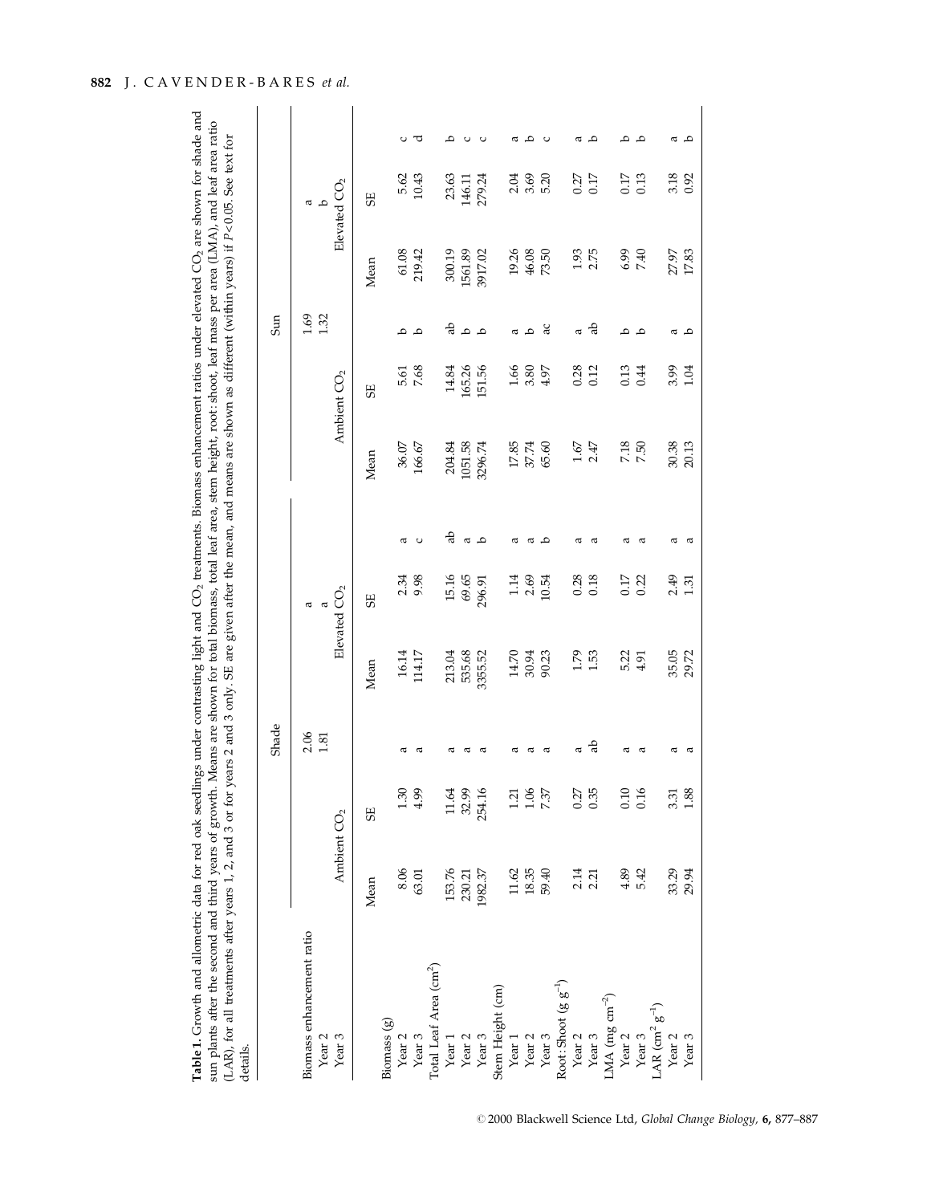**Table 1.** Growth and allometric data for red oak seedlings under contrasting light and $CO_2$ treatments. Biomass enhancement ratios under elevated $CO_2$ are shown for shade and sun plants after the second and third years of growth. Means are shown for total biomass, total leaf area, stem height, root: shoot, leaf mass per area (LMA), and leaf area ratio (LAR), for all treatments after years 1, 2, and 3 or for years 2 and 3 only. SE are given after the mean, and means are shown as different (within years) if $P<0.05$. See text for details.

| | Shade | | | | | | Sun | | | | | |
|---|---|---|---|---|---|---|---|---|---|---|---|---|
| | Ambient $CO_2$ | | | Elevated $CO_2$ | | | Ambient $CO_2$ | | | Elevated $CO_2$ | | |
| | Mean | SE | | Mean | SE | | Mean | SE | | Mean | SE | |
| Biomass enhancement ratio | | | | | | | | | | | | |
| Year 2 | | | 2.06 | | a | | | | 1.69 | | a | |
| Year 3 | | | 1.81 | | a | | | | 1.32 | | b | |
| Biomass (g) | | | | | | | | | | | | |
| Year 2 | 8.06 | 1.30 | a | 16.14 | 2.34 | a | 36.07 | 5.61 | b | 61.08 | 5.62 | c |
| Year 3 | 63.01 | 4.99 | a | 114.17 | 9.98 | c | 166.67 | 7.68 | b | 219.42 | 10.43 | d |
| Total Leaf Area ($cm^2$) | | | | | | | | | | | | |
| Year 1 | 153.76 | 11.64 | a | 213.04 | 15.16 | ab | 204.84 | 14.84 | ab | 300.19 | 23.63 | b |
| Year 2 | 230.21 | 32.99 | a | 535.68 | 69.65 | a | 1051.58 | 165.26 | b | 1561.89 | 146.11 | c |
| Year 3 | 1982.37 | 254.16 | a | 3355.52 | 296.91 | b | 3296.74 | 151.56 | b | 3917.02 | 279.24 | c |
| Stem Height (cm) | | | | | | | | | | | | |
| Year 1 | 11.62 | 1.21 | a | 14.70 | 1.14 | a | 17.85 | 1.66 | a | 19.26 | 2.04 | a |
| Year 2 | 18.35 | 1.06 | a | 30.94 | 2.69 | a | 37.74 | 3.80 | b | 46.08 | 3.69 | b |
| Year 3 | 59.40 | 7.37 | a | 90.23 | 10.54 | b | 65.60 | 4.97 | ac | 73.50 | 5.20 | c |
| Root : Shoot ($g\ g^{-1}$) | | | | | | | | | | | | |
| Year 2 | 2.14 | 0.27 | a | 1.79 | 0.28 | a | 1.67 | 0.28 | a | 1.93 | 0.27 | a |
| Year 3 | 2.21 | 0.35 | ab | 1.53 | 0.18 | a | 2.47 | 0.12 | ab | 2.75 | 0.17 | b |
| LMA ($mg\ cm^{-2}$) | | | | | | | | | | | | |
| Year 2 | 4.89 | 0.10 | a | 5.22 | 0.17 | a | 7.18 | 0.13 | b | 6.99 | 0.17 | b |
| Year 3 | 5.42 | 0.16 | a | 4.91 | 0.22 | a | 7.50 | 0.44 | b | 7.40 | 0.13 | b |
| LAR ($cm^2\ g^{-1}$) | | | | | | | | | | | | |
| Year 2 | 33.29 | 3.31 | a | 35.05 | 2.49 | a | 30.38 | 3.99 | a | 27.97 | 3.18 | a |
| Year 3 | 29.94 | 1.88 | a | 29.72 | 1.31 | a | 20.13 | 1.04 | b | 17.83 | 0.92 | b |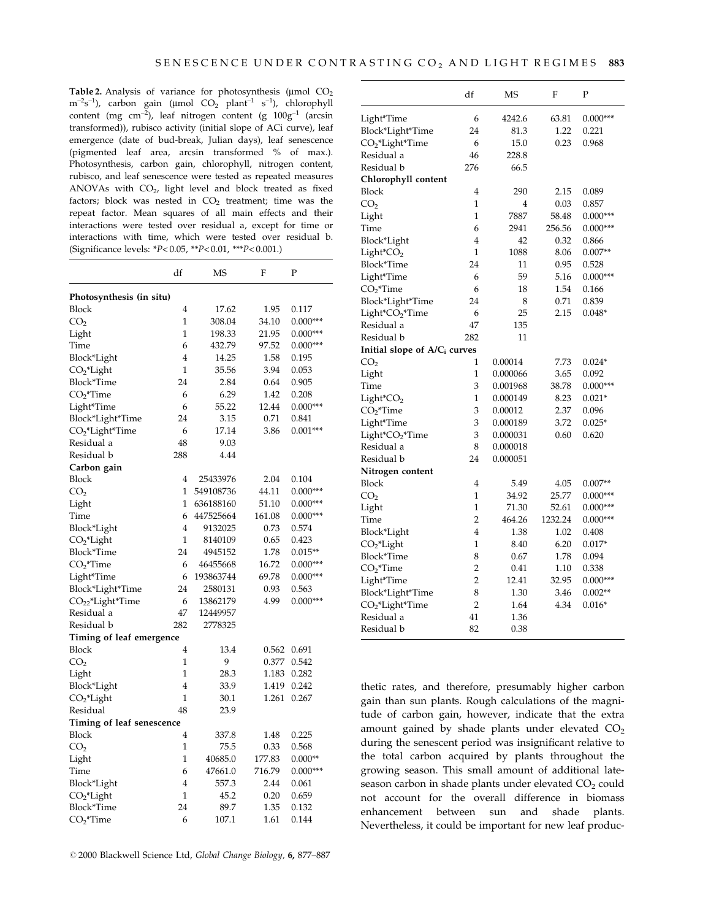**Table 2.** Analysis of variance for photosynthesis (μmol $CO_2$ $m^{-2}s^{-1}$), carbon gain (μmol $CO_2$ $plant^{-1}$ $s^{-1}$), chlorophyll content (mg $cm^{-2}$), leaf nitrogen content (g $100g^{-1}$ (arcsin transformed)), rubisco activity (initial slope of ACi curve), leaf emergence (date of bud-break, Julian days), leaf senescence (pigmented leaf area, arcsin transformed % of max.). Photosynthesis, carbon gain, chlorophyll, nitrogen content, rubisco, and leaf senescence were tested as repeated measures ANOVAs with $CO_2$, light level and block treated as fixed factors; block was nested in $CO_2$ treatment; time was the repeat factor. Mean squares of all main effects and their interactions were tested over residual a, except for time or interactions with time, which were tested over residual b. (Significance levels: $^*P<0.05$, $^{**}P<0.01$, $^{***}P<0.001$.)

| | df | MS | F | P |
|---|---|---|---|---|
| **Photosynthesis (in situ)** | | | | |
| Block | 4 | 17.62 | 1.95 | 0.117 |
| $CO_2$ | 1 | 308.04 | 34.10 | 0.000*** |
| Light | 1 | 198.33 | 21.95 | 0.000*** |
| Time | 6 | 432.79 | 97.52 | 0.000*** |
| Block*Light | 4 | 14.25 | 1.58 | 0.195 |
| $CO_2$*Light | 1 | 35.56 | 3.94 | 0.053 |
| Block*Time | 24 | 2.84 | 0.64 | 0.905 |
| $CO_2$*Time | 6 | 6.29 | 1.42 | 0.208 |
| Light*Time | 6 | 55.22 | 12.44 | 0.000*** |
| Block*Light*Time | 24 | 3.15 | 0.71 | 0.841 |
| $CO_2$*Light*Time | 6 | 17.14 | 3.86 | 0.001*** |
| Residual a | 48 | 9.03 | | |
| Residual b | 288 | 4.44 | | |
| **Carbon gain** | | | | |
| Block | 4 | 25433976 | 2.04 | 0.104 |
| $CO_2$ | 1 | 549108736 | 44.11 | 0.000*** |
| Light | 1 | 636188160 | 51.10 | 0.000*** |
| Time | 6 | 447525664 | 161.08 | 0.000*** |
| Block*Light | 4 | 9132025 | 0.73 | 0.574 |
| $CO_2$*Light | 1 | 8140109 | 0.65 | 0.423 |
| Block*Time | 24 | 4945152 | 1.78 | 0.015** |
| $CO_2$*Time | 6 | 46455668 | 16.72 | 0.000*** |
| Light*Time | 6 | 193863744 | 69.78 | 0.000*** |
| Block*Light*Time | 24 | 2580131 | 0.93 | 0.563 |
| $CO_{22}$*Light*Time | 6 | 13862179 | 4.99 | 0.000*** |
| Residual a | 47 | 12449957 | | |
| Residual b | 282 | 2778325 | | |
| **Timing of leaf emergence** | | | | |
| Block | 4 | 13.4 | 0.562 | 0.691 |
| $CO_2$ | 1 | 9 | 0.377 | 0.542 |
| Light | 1 | 28.3 | 1.183 | 0.282 |
| Block*Light | 4 | 33.9 | 1.419 | 0.242 |
| $CO_2$*Light | 1 | 30.1 | 1.261 | 0.267 |
| Residual | 48 | 23.9 | | |
| **Timing of leaf senescence** | | | | |
| Block | 4 | 337.8 | 1.48 | 0.225 |
| $CO_2$ | 1 | 75.5 | 0.33 | 0.568 |
| Light | 1 | 40685.0 | 177.83 | 0.000** |
| Time | 6 | 47661.0 | 716.79 | 0.000*** |
| Block*Light | 4 | 557.3 | 2.44 | 0.061 |
| $CO_2$*Light | 1 | 45.2 | 0.20 | 0.659 |
| Block*Time | 24 | 89.7 | 1.35 | 0.132 |
| $CO_2$*Time | 6 | 107.1 | 1.61 | 0.144 |
| Light*Time | 6 | 4242.6 | 63.81 | 0.000*** |
| Block*Light*Time | 24 | 81.3 | 1.22 | 0.221 |
| $CO_2$*Light*Time | 6 | 15.0 | 0.23 | 0.968 |
| Residual a | 46 | 228.8 | | |
| Residual b | 276 | 66.5 | | |
| **Chlorophyll content** | | | | |
| Block | 4 | 290 | 2.15 | 0.089 |
| $CO_2$ | 1 | 4 | 0.03 | 0.857 |
| Light | 1 | 7887 | 58.48 | 0.000*** |
| Time | 6 | 2941 | 256.56 | 0.000*** |
| Block*Light | 4 | 42 | 0.32 | 0.866 |
| Light*$CO_2$ | 1 | 1088 | 8.06 | 0.007** |
| Block*Time | 24 | 11 | 0.95 | 0.528 |
| Light*Time | 6 | 59 | 5.16 | 0.000*** |
| $CO_2$*Time | 6 | 18 | 1.54 | 0.166 |
| Block*Light*Time | 24 | 8 | 0.71 | 0.839 |
| Light*$CO_2$*Time | 6 | 25 | 2.15 | 0.048* |
| Residual a | 47 | 135 | | |
| Residual b | 282 | 11 | | |
| **Initial slope of A/$C_i$ curves** | | | | |
| $CO_2$ | 1 | 0.00014 | 7.73 | 0.024* |
| Light | 1 | 0.000066 | 3.65 | 0.092 |
| Time | 3 | 0.001968 | 38.78 | 0.000*** |
| Light*$CO_2$ | 1 | 0.000149 | 8.23 | 0.021* |
| $CO_2$*Time | 3 | 0.00012 | 2.37 | 0.096 |
| Light*Time | 3 | 0.000189 | 3.72 | 0.025* |
| Light*$CO_2$*Time | 3 | 0.000031 | 0.60 | 0.620 |
| Residual a | 8 | 0.000018 | | |
| Residual b | 24 | 0.000051 | | |
| **Nitrogen content** | | | | |
| Block | 4 | 5.49 | 4.05 | 0.007** |
| $CO_2$ | 1 | 34.92 | 25.77 | 0.000*** |
| Light | 1 | 71.30 | 52.61 | 0.000*** |
| Time | 2 | 464.26 | 1232.24 | 0.000*** |
| Block*Light | 4 | 1.38 | 1.02 | 0.408 |
| $CO_2$*Light | 1 | 8.40 | 6.20 | 0.017* |
| Block*Time | 8 | 0.67 | 1.78 | 0.094 |
| $CO_2$*Time | 2 | 0.41 | 1.10 | 0.338 |
| Light*Time | 2 | 12.41 | 32.95 | 0.000*** |
| Block*Light*Time | 8 | 1.30 | 3.46 | 0.002** |
| $CO_2$*Light*Time | 2 | 1.64 | 4.34 | 0.016* |
| Residual a | 41 | 1.36 | | |
| Residual b | 82 | 0.38 | | |

thetic rates, and therefore, presumably higher carbon gain than sun plants. Rough calculations of the magnitude of carbon gain, however, indicate that the extra amount gained by shade plants under elevated $CO_2$ during the senescent period was insignificant relative to the total carbon acquired by plants throughout the growing season. This small amount of additional late-season carbon in shade plants under elevated $CO_2$ could not account for the overall difference in biomass enhancement between sun and shade plants. Nevertheless, it could be important for new leaf produc-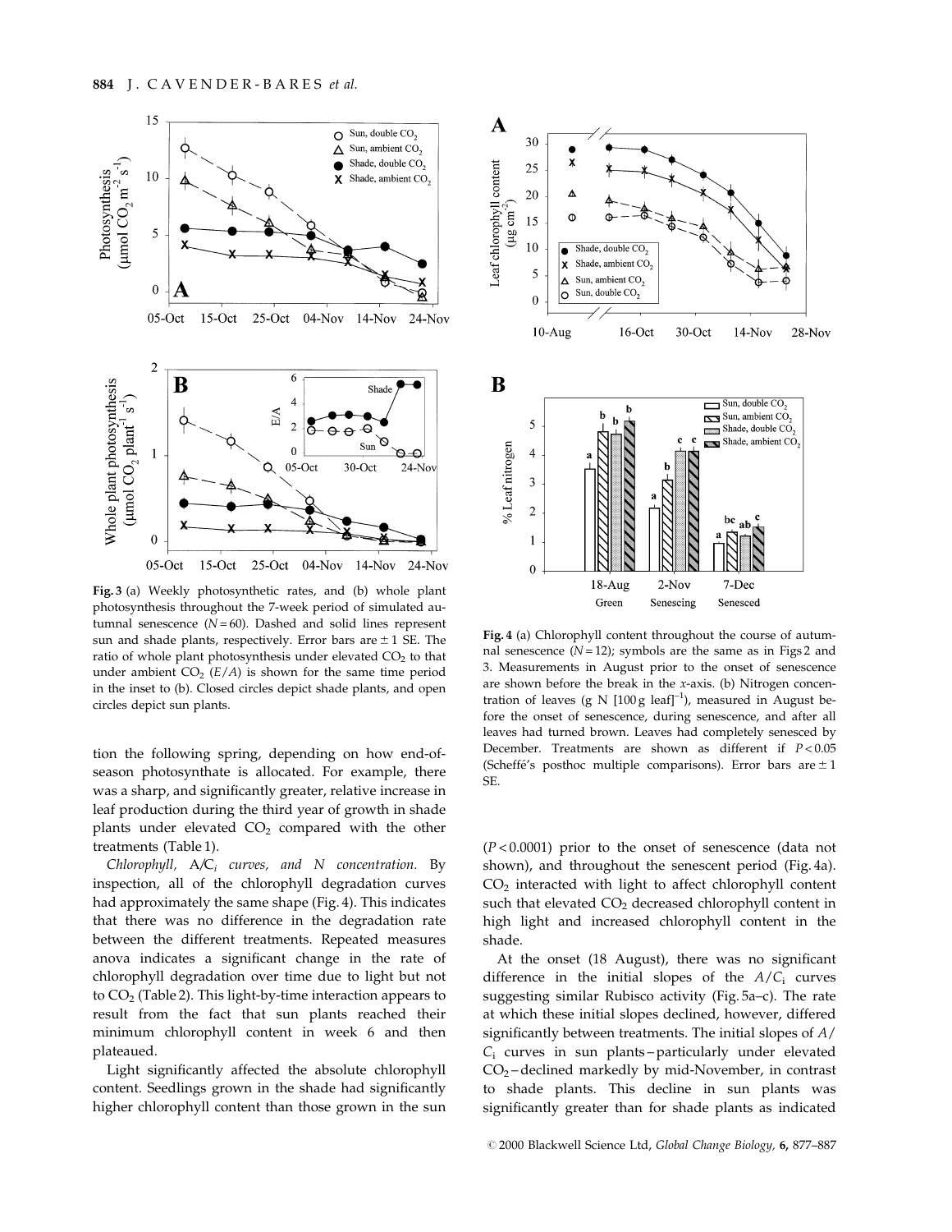Fig. 3 (a) Weekly photosynthetic rates, and (b) whole plant photosynthesis throughout the 7-week period of simulated autumnal senescence ($N = 60$). Dashed and solid lines represent sun and shade plants, respectively. Error bars are ± 1 SE. The ratio of whole plant photosynthesis under elevated $CO_2$ to that under ambient $CO_2$ ($E/A$) is shown for the same time period in the inset to (b). Closed circles depict shade plants, and open circles depict sun plants.

tion the following spring, depending on how end-of-season photosynthate is allocated. For example, there was a sharp, and significantly greater, relative increase in leaf production during the third year of growth in shade plants under elevated $CO_2$ compared with the other treatments (Table 1).

*Chlorophyll,* A/C$_i$ *curves, and N concentration.* By inspection, all of the chlorophyll degradation curves had approximately the same shape (Fig. 4). This indicates that there was no difference in the degradation rate between the different treatments. Repeated measures anova indicates a significant change in the rate of chlorophyll degradation over time due to light but not to $CO_2$ (Table 2). This light-by-time interaction appears to result from the fact that sun plants reached their minimum chlorophyll content in week 6 and then plateaued.

Light significantly affected the absolute chlorophyll content. Seedlings grown in the shade had significantly higher chlorophyll content than those grown in the sun

Fig. 4 (a) Chlorophyll content throughout the course of autumnal senescence ($N = 12$); symbols are the same as in Figs 2 and 3. Measurements in August prior to the onset of senescence are shown before the break in the $x$-axis. (b) Nitrogen concentration of leaves (g N [100 g leaf]$^{-1}$), measured in August before the onset of senescence, during senescence, and after all leaves had turned brown. Leaves had completely senesced by December. Treatments are shown as different if $P < 0.05$ (Scheffé's posthoc multiple comparisons). Error bars are ± 1 SE.

($P < 0.0001$) prior to the onset of senescence (data not shown), and throughout the senescent period (Fig. 4a). $CO_2$ interacted with light to affect chlorophyll content such that elevated $CO_2$ decreased chlorophyll content in high light and increased chlorophyll content in the shade.

At the onset (18 August), there was no significant difference in the initial slopes of the $A/C_i$ curves suggesting similar Rubisco activity (Fig. 5a–c). The rate at which these initial slopes declined, however, differed significantly between treatments. The initial slopes of $A/C_i$ curves in sun plants – particularly under elevated $CO_2$ – declined markedly by mid-November, in contrast to shade plants. This decline in sun plants was significantly greater than for shade plants as indicated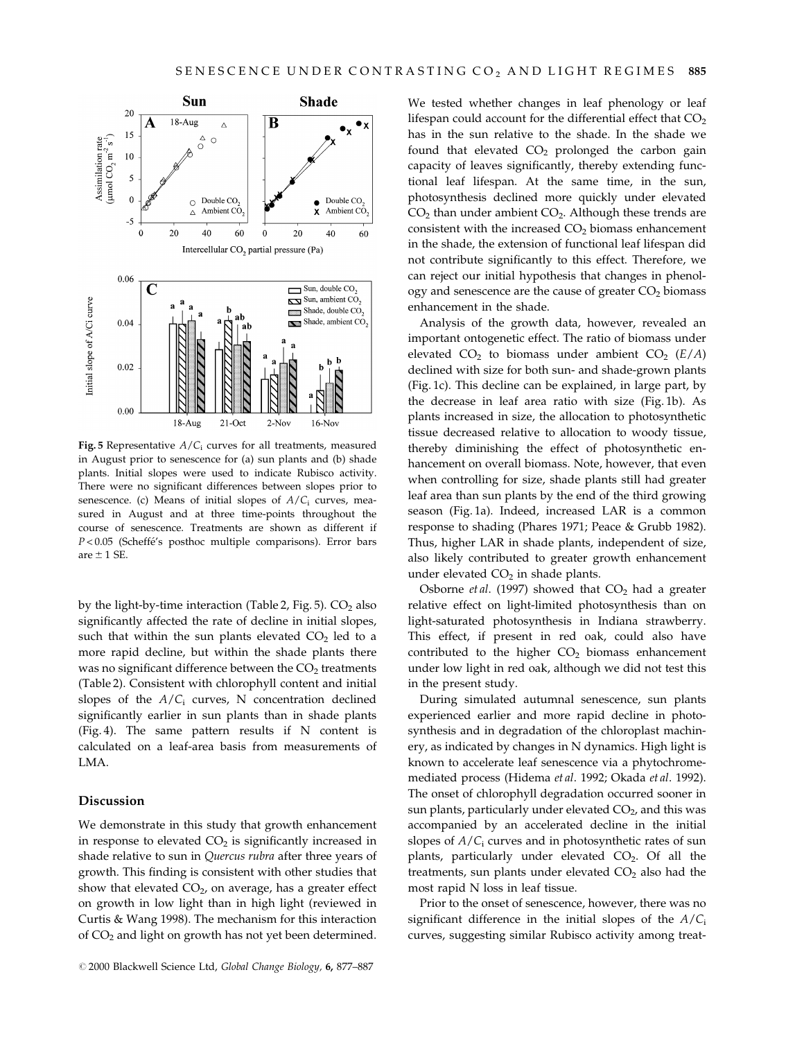**Fig. 5** Representative $A/C_i$ curves for all treatments, measured in August prior to senescence for (a) sun plants and (b) shade plants. Initial slopes were used to indicate Rubisco activity. There were no significant differences between slopes prior to senescence. (c) Means of initial slopes of $A/C_i$ curves, measured in August and at three time-points throughout the course of senescence. Treatments are shown as different if $P < 0.05$ (Scheffé's posthoc multiple comparisons). Error bars are $\pm$ 1 SE.

by the light-by-time interaction (Table 2, Fig. 5). $CO_2$ also significantly affected the rate of decline in initial slopes, such that within the sun plants elevated $CO_2$ led to a more rapid decline, but within the shade plants there was no significant difference between the $CO_2$ treatments (Table 2). Consistent with chlorophyll content and initial slopes of the $A/C_i$ curves, N concentration declined significantly earlier in sun plants than in shade plants (Fig. 4). The same pattern results if N content is calculated on a leaf-area basis from measurements of LMA.

## Discussion

We demonstrate in this study that growth enhancement in response to elevated $CO_2$ is significantly increased in shade relative to sun in *Quercus rubra* after three years of growth. This finding is consistent with other studies that show that elevated $CO_2$, on average, has a greater effect on growth in low light than in high light (reviewed in Curtis & Wang 1998). The mechanism for this interaction of $CO_2$ and light on growth has not yet been determined. We tested whether changes in leaf phenology or leaf lifespan could account for the differential effect that $CO_2$ has in the sun relative to the shade. In the shade we found that elevated $CO_2$ prolonged the carbon gain capacity of leaves significantly, thereby extending functional leaf lifespan. At the same time, in the sun, photosynthesis declined more quickly under elevated $CO_2$ than under ambient $CO_2$. Although these trends are consistent with the increased $CO_2$ biomass enhancement in the shade, the extension of functional leaf lifespan did not contribute significantly to this effect. Therefore, we can reject our initial hypothesis that changes in phenology and senescence are the cause of greater $CO_2$ biomass enhancement in the shade.

Analysis of the growth data, however, revealed an important ontogenetic effect. The ratio of biomass under elevated $CO_2$ to biomass under ambient $CO_2$ ($E/A$) declined with size for both sun- and shade-grown plants (Fig. 1c). This decline can be explained, in large part, by the decrease in leaf area ratio with size (Fig. 1b). As plants increased in size, the allocation to photosynthetic tissue decreased relative to allocation to woody tissue, thereby diminishing the effect of photosynthetic enhancement on overall biomass. Note, however, that even when controlling for size, shade plants still had greater leaf area than sun plants by the end of the third growing season (Fig. 1a). Indeed, increased LAR is a common response to shading (Phares 1971; Peace & Grubb 1982). Thus, higher LAR in shade plants, independent of size, also likely contributed to greater growth enhancement under elevated $CO_2$ in shade plants.

Osborne *et al.* (1997) showed that $CO_2$ had a greater relative effect on light-limited photosynthesis than on light-saturated photosynthesis in Indiana strawberry. This effect, if present in red oak, could also have contributed to the higher $CO_2$ biomass enhancement under low light in red oak, although we did not test this in the present study.

During simulated autumnal senescence, sun plants experienced earlier and more rapid decline in photosynthesis and in degradation of the chloroplast machinery, as indicated by changes in N dynamics. High light is known to accelerate leaf senescence via a phytochrome-mediated process (Hidema *et al.* 1992; Okada *et al.* 1992). The onset of chlorophyll degradation occurred sooner in sun plants, particularly under elevated $CO_2$, and this was accompanied by an accelerated decline in the initial slopes of $A/C_i$ curves and in photosynthetic rates of sun plants, particularly under elevated $CO_2$. Of all the treatments, sun plants under elevated $CO_2$ also had the most rapid N loss in leaf tissue.

Prior to the onset of senescence, however, there was no significant difference in the initial slopes of the $A/C_i$ curves, suggesting similar Rubisco activity among treat-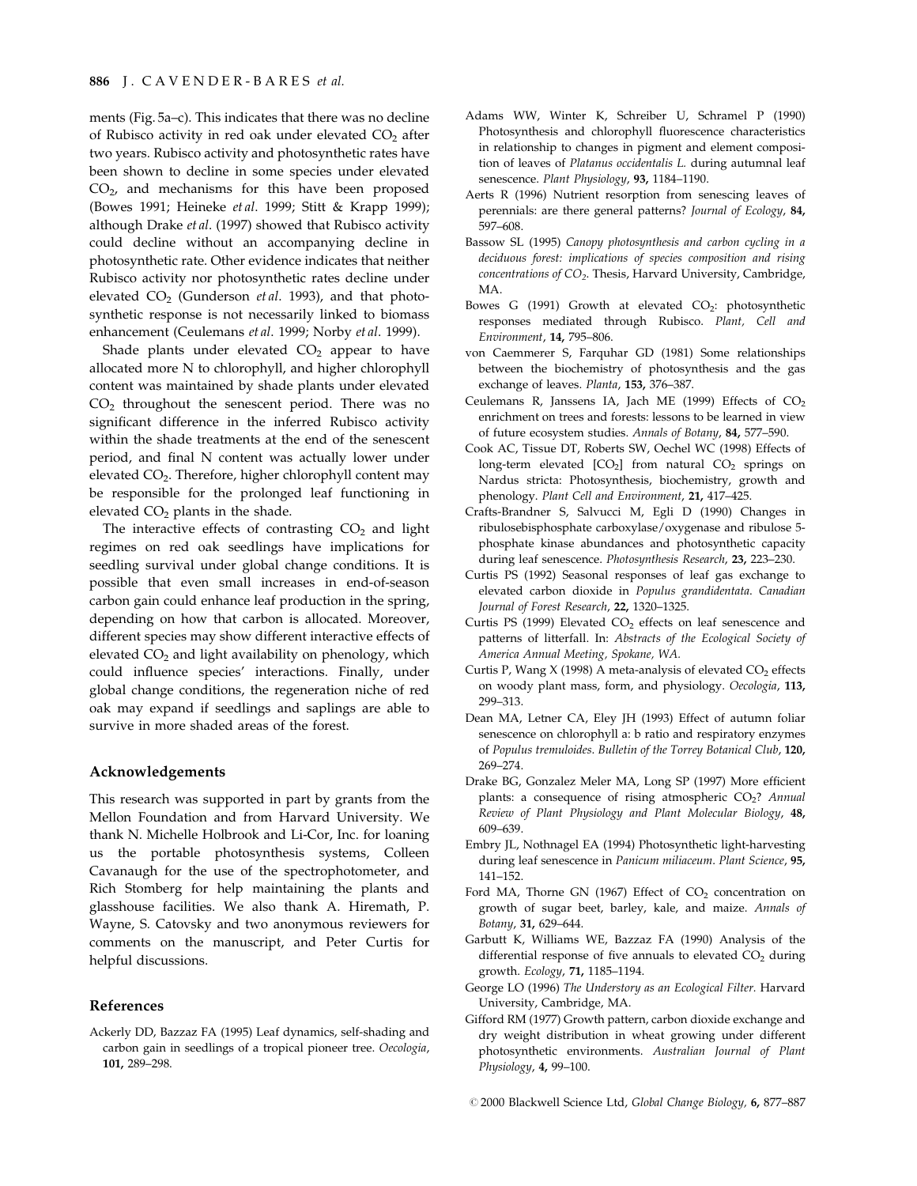ments (Fig. 5a–c). This indicates that there was no decline of Rubisco activity in red oak under elevated $CO_2$ after two years. Rubisco activity and photosynthetic rates have been shown to decline in some species under elevated $CO_2$, and mechanisms for this have been proposed (Bowes 1991; Heineke *et al*. 1999; Stitt & Krapp 1999); although Drake *et al*. (1997) showed that Rubisco activity could decline without an accompanying decline in photosynthetic rate. Other evidence indicates that neither Rubisco activity nor photosynthetic rates decline under elevated $CO_2$ (Gunderson *et al*. 1993), and that photosynthetic response is not necessarily linked to biomass enhancement (Ceulemans *et al*. 1999; Norby *et al*. 1999).

Shade plants under elevated $CO_2$ appear to have allocated more N to chlorophyll, and higher chlorophyll content was maintained by shade plants under elevated $CO_2$ throughout the senescent period. There was no significant difference in the inferred Rubisco activity within the shade treatments at the end of the senescent period, and final N content was actually lower under elevated $CO_2$. Therefore, higher chlorophyll content may be responsible for the prolonged leaf functioning in elevated $CO_2$ plants in the shade.

The interactive effects of contrasting $CO_2$ and light regimes on red oak seedlings have implications for seedling survival under global change conditions. It is possible that even small increases in end-of-season carbon gain could enhance leaf production in the spring, depending on how that carbon is allocated. Moreover, different species may show different interactive effects of elevated $CO_2$ and light availability on phenology, which could influence species' interactions. Finally, under global change conditions, the regeneration niche of red oak may expand if seedlings and saplings are able to survive in more shaded areas of the forest.

## Acknowledgements

This research was supported in part by grants from the Mellon Foundation and from Harvard University. We thank N. Michelle Holbrook and Li-Cor, Inc. for loaning us the portable photosynthesis systems, Colleen Cavanaugh for the use of the spectrophotometer, and Rich Stomberg for help maintaining the plants and glasshouse facilities. We also thank A. Hiremath, P. Wayne, S. Catovsky and two anonymous reviewers for comments on the manuscript, and Peter Curtis for helpful discussions.

## References

Ackerly DD, Bazzaz FA (1995) Leaf dynamics, self-shading and carbon gain in seedlings of a tropical pioneer tree. *Oecologia*, **101,** 289–298.

Adams WW, Winter K, Schreiber U, Schramel P (1990) Photosynthesis and chlorophyll fluorescence characteristics in relationship to changes in pigment and element composition of leaves of *Platanus occidentalis L.* during autumnal leaf senescence. *Plant Physiology*, **93,** 1184–1190.

Aerts R (1996) Nutrient resorption from senescing leaves of perennials: are there general patterns? *Journal of Ecology*, **84,** 597–608.

Bassow SL (1995) *Canopy photosynthesis and carbon cycling in a deciduous forest: implications of species composition and rising concentrations of $CO_2$*. Thesis, Harvard University, Cambridge, MA.

Bowes G (1991) Growth at elevated $CO_2$: photosynthetic responses mediated through Rubisco. *Plant, Cell and Environment*, **14,** 795–806.

von Caemmerer S, Farquhar GD (1981) Some relationships between the biochemistry of photosynthesis and the gas exchange of leaves. *Planta*, **153,** 376–387.

Ceulemans R, Janssens IA, Jach ME (1999) Effects of $CO_2$ enrichment on trees and forests: lessons to be learned in view of future ecosystem studies. *Annals of Botany*, **84,** 577–590.

Cook AC, Tissue DT, Roberts SW, Oechel WC (1998) Effects of long-term elevated [$CO_2$] from natural $CO_2$ springs on Nardus stricta: Photosynthesis, biochemistry, growth and phenology. *Plant Cell and Environment*, **21,** 417–425.

Crafts-Brandner S, Salvucci M, Egli D (1990) Changes in ribulosebisphosphate carboxylase/oxygenase and ribulose 5-phosphate kinase abundances and photosynthetic capacity during leaf senescence. *Photosynthesis Research*, **23,** 223–230.

Curtis PS (1992) Seasonal responses of leaf gas exchange to elevated carbon dioxide in *Populus grandidentata*. *Canadian Journal of Forest Research*, **22,** 1320–1325.

Curtis PS (1999) Elevated $CO_2$ effects on leaf senescence and patterns of litterfall. In: *Abstracts of the Ecological Society of America Annual Meeting, Spokane, WA.*

Curtis P, Wang X (1998) A meta-analysis of elevated $CO_2$ effects on woody plant mass, form, and physiology. *Oecologia*, **113,** 299–313.

Dean MA, Letner CA, Eley JH (1993) Effect of autumn foliar senescence on chlorophyll a: b ratio and respiratory enzymes of *Populus tremuloides*. *Bulletin of the Torrey Botanical Club*, **120,** 269–274.

Drake BG, Gonzalez Meler MA, Long SP (1997) More efficient plants: a consequence of rising atmospheric $CO_2$? *Annual Review of Plant Physiology and Plant Molecular Biology*, **48,** 609–639.

Embry JL, Nothnagel EA (1994) Photosynthetic light-harvesting during leaf senescence in *Panicum miliaceum*. *Plant Science*, **95,** 141–152.

Ford MA, Thorne GN (1967) Effect of $CO_2$ concentration on growth of sugar beet, barley, kale, and maize. *Annals of Botany*, **31,** 629–644.

Garbutt K, Williams WE, Bazzaz FA (1990) Analysis of the differential response of five annuals to elevated $CO_2$ during growth. *Ecology*, **71,** 1185–1194.

George LO (1996) *The Understory as an Ecological Filter.* Harvard University, Cambridge, MA.

Gifford RM (1977) Growth pattern, carbon dioxide exchange and dry weight distribution in wheat growing under different photosynthetic environments. *Australian Journal of Plant Physiology*, **4,** 99–100.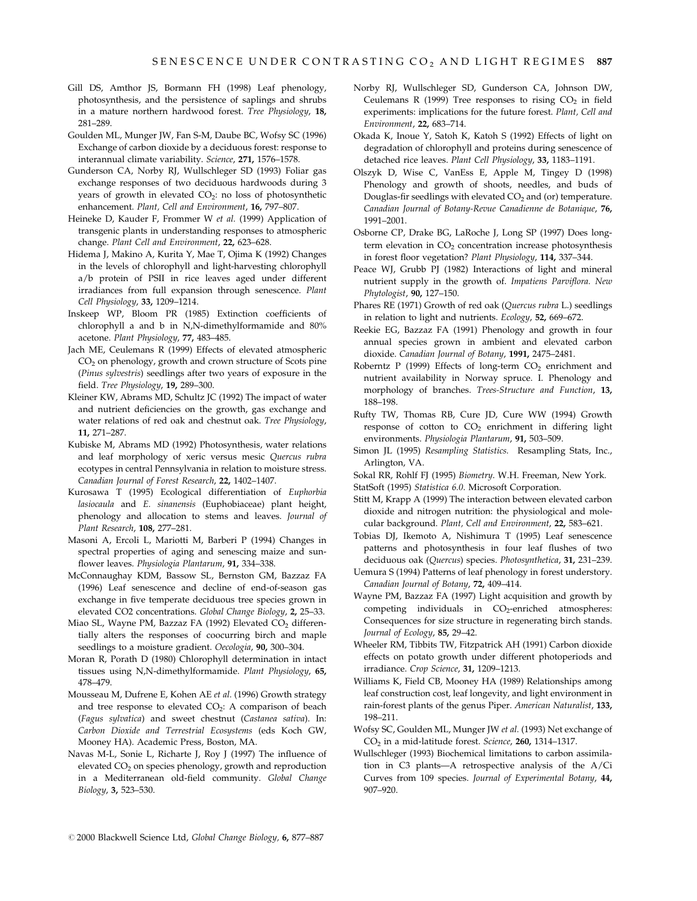Gill DS, Amthor JS, Bormann FH (1998) Leaf phenology, photosynthesis, and the persistence of saplings and shrubs in a mature northern hardwood forest. *Tree Physiology*, **18,** 281–289.

Goulden ML, Munger JW, Fan S-M, Daube BC, Wofsy SC (1996) Exchange of carbon dioxide by a deciduous forest: response to interannual climate variability. *Science*, **271,** 1576–1578.

Gunderson CA, Norby RJ, Wullschleger SD (1993) Foliar gas exchange responses of two deciduous hardwoods during 3 years of growth in elevated $CO_2$: no loss of photosynthetic enhancement. *Plant, Cell and Environment*, **16,** 797–807.

Heineke D, Kauder F, Frommer W *et al.* (1999) Application of transgenic plants in understanding responses to atmospheric change. *Plant Cell and Environment*, **22,** 623–628.

Hidema J, Makino A, Kurita Y, Mae T, Ojima K (1992) Changes in the levels of chlorophyll and light-harvesting chlorophyll a/b protein of PSII in rice leaves aged under different irradiances from full expansion through senescence. *Plant Cell Physiology*, **33,** 1209–1214.

Inskeep WP, Bloom PR (1985) Extinction coefficients of chlorophyll a and b in N,N-dimethylformamide and 80% acetone. *Plant Physiology*, **77,** 483–485.

Jach ME, Ceulemans R (1999) Effects of elevated atmospheric $CO_2$ on phenology, growth and crown structure of Scots pine (*Pinus sylvestris*) seedlings after two years of exposure in the field. *Tree Physiology*, **19,** 289–300.

Kleiner KW, Abrams MD, Schultz JC (1992) The impact of water and nutrient deficiencies on the growth, gas exchange and water relations of red oak and chestnut oak. *Tree Physiology*, **11,** 271–287.

Kubiske M, Abrams MD (1992) Photosynthesis, water relations and leaf morphology of xeric versus mesic *Quercus rubra* ecotypes in central Pennsylvania in relation to moisture stress. *Canadian Journal of Forest Research*, **22,** 1402–1407.

Kurosawa T (1995) Ecological differentiation of *Euphorbia lasiocaula* and *E. sinanensis* (Euphobiaceae) plant height, phenology and allocation to stems and leaves. *Journal of Plant Research*, **108,** 277–281.

Masoni A, Ercoli L, Mariotti M, Barberi P (1994) Changes in spectral properties of aging and senescing maize and sunflower leaves. *Physiologia Plantarum*, **91,** 334–338.

McConnaughay KDM, Bassow SL, Bernston GM, Bazzaz FA (1996) Leaf senescence and decline of end-of-season gas exchange in five temperate deciduous tree species grown in elevated CO2 concentrations. *Global Change Biology*, **2,** 25–33.

Miao SL, Wayne PM, Bazzaz FA (1992) Elevated $CO_2$ differentially alters the responses of coocurring birch and maple seedlings to a moisture gradient. *Oecologia*, **90,** 300–304.

Moran R, Porath D (1980) Chlorophyll determination in intact tissues using N,N-dimethylformamide. *Plant Physiology*, **65,** 478–479.

Mousseau M, Dufrene E, Kohen AE *et al.* (1996) Growth strategy and tree response to elevated $CO_2$: A comparison of beach (*Fagus sylvatica*) and sweet chestnut (*Castanea sativa*). In: *Carbon Dioxide and Terrestrial Ecosystems* (eds Koch GW, Mooney HA). Academic Press, Boston, MA.

Navas M-L, Sonie L, Richarte J, Roy J (1997) The influence of elevated $CO_2$ on species phenology, growth and reproduction in a Mediterranean old-field community. *Global Change Biology*, **3,** 523–530.

Norby RJ, Wullschleger SD, Gunderson CA, Johnson DW, Ceulemans R (1999) Tree responses to rising $CO_2$ in field experiments: implications for the future forest. *Plant, Cell and Environment*, **22,** 683–714.

Okada K, Inoue Y, Satoh K, Katoh S (1992) Effects of light on degradation of chlorophyll and proteins during senescence of detached rice leaves. *Plant Cell Physiology*, **33,** 1183–1191.

Olszyk D, Wise C, VanEss E, Apple M, Tingey D (1998) Phenology and growth of shoots, needles, and buds of Douglas-fir seedlings with elevated $CO_2$ and (or) temperature. *Canadian Journal of Botany-Revue Canadienne de Botanique*, **76,** 1991–2001.

Osborne CP, Drake BG, LaRoche J, Long SP (1997) Does long-term elevation in $CO_2$ concentration increase photosynthesis in forest floor vegetation? *Plant Physiology*, **114,** 337–344.

Peace WJ, Grubb PJ (1982) Interactions of light and mineral nutrient supply in the growth of. *Impatiens Parviflora. New Phytologist*, **90,** 127–150.

Phares RE (1971) Growth of red oak (*Quercus rubra* L.) seedlings in relation to light and nutrients. *Ecology*, **52,** 669–672.

Reekie EG, Bazzaz FA (1991) Phenology and growth in four annual species grown in ambient and elevated carbon dioxide. *Canadian Journal of Botany*, **1991,** 2475–2481.

Roberntz P (1999) Effects of long-term $CO_2$ enrichment and nutrient availability in Norway spruce. I. Phenology and morphology of branches. *Trees-Structure and Function*, **13,** 188–198.

Rufty TW, Thomas RB, Cure JD, Cure WW (1994) Growth response of cotton to $CO_2$ enrichment in differing light environments. *Physiologia Plantarum*, **91,** 503–509.

Simon JL (1995) *Resampling Statistics.* Resampling Stats, Inc., Arlington, VA.

Sokal RR, Rohlf FJ (1995) *Biometry*. W.H. Freeman, New York.

StatSoft (1995) *Statistica 6.0*. Microsoft Corporation.

Stitt M, Krapp A (1999) The interaction between elevated carbon dioxide and nitrogen nutrition: the physiological and molecular background. *Plant, Cell and Environment*, **22,** 583–621.

Tobias DJ, Ikemoto A, Nishimura T (1995) Leaf senescence patterns and photosynthesis in four leaf flushes of two deciduous oak (*Quercus*) species. *Photosynthetica*, **31,** 231–239.

Uemura S (1994) Patterns of leaf phenology in forest understory. *Canadian Journal of Botany*, **72,** 409–414.

Wayne PM, Bazzaz FA (1997) Light acquisition and growth by competing individuals in $CO_2$-enriched atmospheres: Consequences for size structure in regenerating birch stands. *Journal of Ecology*, **85,** 29–42.

Wheeler RM, Tibbits TW, Fitzpatrick AH (1991) Carbon dioxide effects on potato growth under different photoperiods and irradiance. *Crop Science*, **31,** 1209–1213.

Williams K, Field CB, Mooney HA (1989) Relationships among leaf construction cost, leaf longevity, and light environment in rain-forest plants of the genus Piper. *American Naturalist*, **133,** 198–211.

Wofsy SC, Goulden ML, Munger JW *et al.* (1993) Net exchange of $CO_2$ in a mid-latitude forest. *Science*, **260,** 1314–1317.

Wullschleger (1993) Biochemical limitations to carbon assimilation in C3 plants—A retrospective analysis of the A/Ci Curves from 109 species. *Journal of Experimental Botany*, **44,** 907–920.